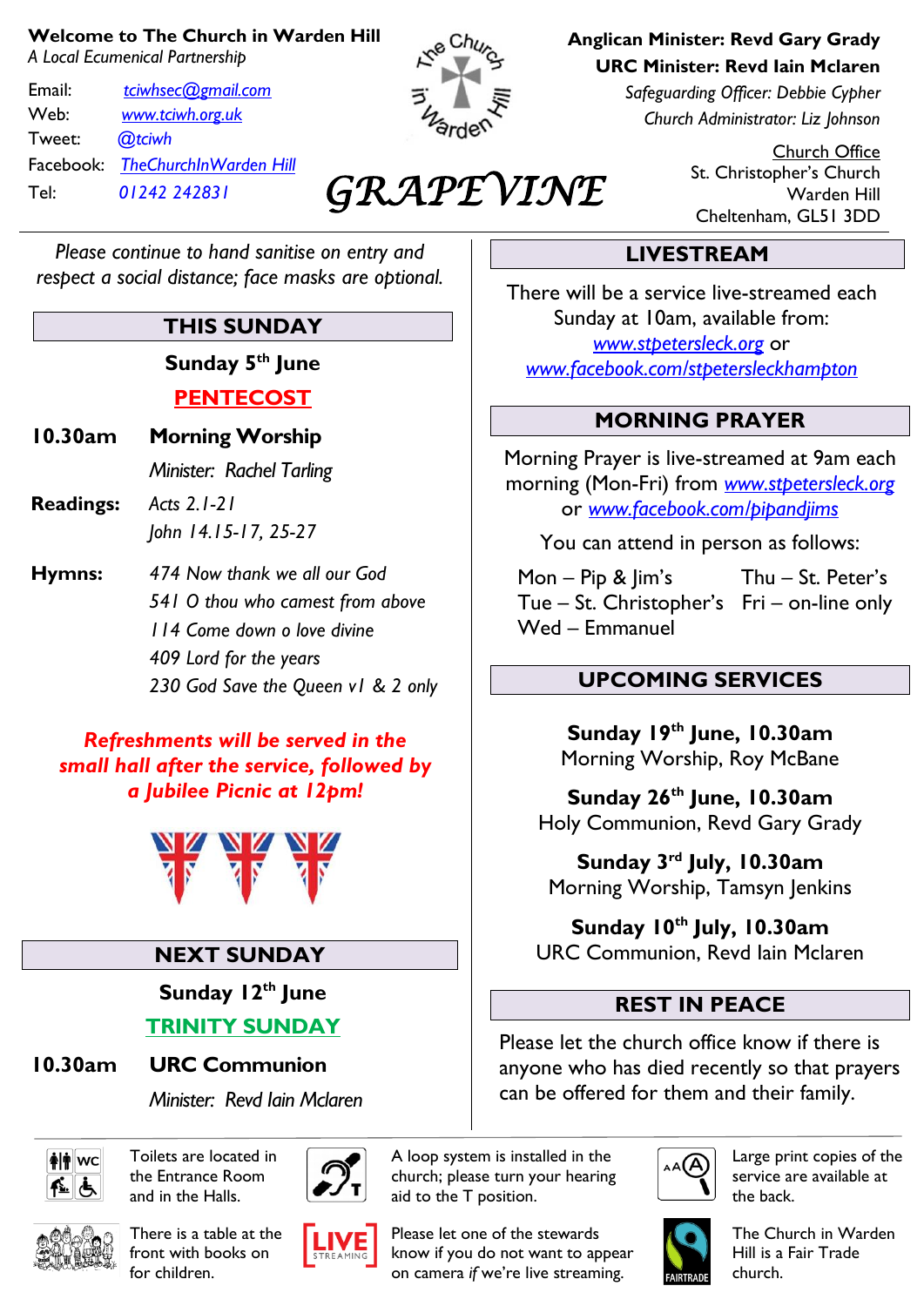**Welcome to The Church in Warden Hill**
*A Local Ecumenical Partnership*

Email: tciwhsec@gmail.com
Web: www.tciwh.org.uk
Tweet: @tciwh
Facebook: TheChurchInWarden Hill
Tel: 01242 242831

# GRAPEVINE

**Anglican Minister: Revd Gary Grady**
**URC Minister: Revd Iain Mclaren**
*Safeguarding Officer: Debbie Cypher*
*Church Administrator: Liz Johnson*

Church Office
St. Christopher's Church
Warden Hill
Cheltenham, GL51 3DD

*Please continue to hand sanitise on entry and respect a social distance; face masks are optional.*

## THIS SUNDAY

**Sunday 5th June**

**PENTECOST**

**10.30am** **Morning Worship**
*Minister: Rachel Tarling*

**Readings:** *Acts 2.1-21*
*John 14.15-17, 25-27*

**Hymns:**
*474 Now thank we all our God*
*541 O thou who camest from above*
*114 Come down o love divine*
*409 Lord for the years*
*230 God Save the Queen v1 & 2 only*

***Refreshments will be served in the small hall after the service, followed by a Jubilee Picnic at 12pm!***

## NEXT SUNDAY

**Sunday 12th June**

**TRINITY SUNDAY**

**10.30am** **URC Communion**
*Minister: Revd Iain Mclaren*

## LIVESTREAM

There will be a service live-streamed each Sunday at 10am, available from: www.stpetersleck.org or www.facebook.com/stpetersleckhampton

## MORNING PRAYER

Morning Prayer is live-streamed at 9am each morning (Mon-Fri) from www.stpetersleck.org or www.facebook.com/pipandjims

You can attend in person as follows:

- Mon – Pip & Jim's
- Tue – St. Christopher's
- Wed – Emmanuel
- Thu – St. Peter's
- Fri – on-line only

## UPCOMING SERVICES

**Sunday 19th June, 10.30am**
Morning Worship, Roy McBane

**Sunday 26th June, 10.30am**
Holy Communion, Revd Gary Grady

**Sunday 3rd July, 10.30am**
Morning Worship, Tamsyn Jenkins

**Sunday 10th July, 10.30am**
URC Communion, Revd Iain Mclaren

## REST IN PEACE

Please let the church office know if there is anyone who has died recently so that prayers can be offered for them and their family.

---

Toilets are located in the Entrance Room and in the Halls.

A loop system is installed in the church; please turn your hearing aid to the T position.

Large print copies of the service are available at the back.

There is a table at the front with books on for children.

Please let one of the stewards know if you do not want to appear on camera *if* we're live streaming.

The Church in Warden Hill is a Fair Trade church.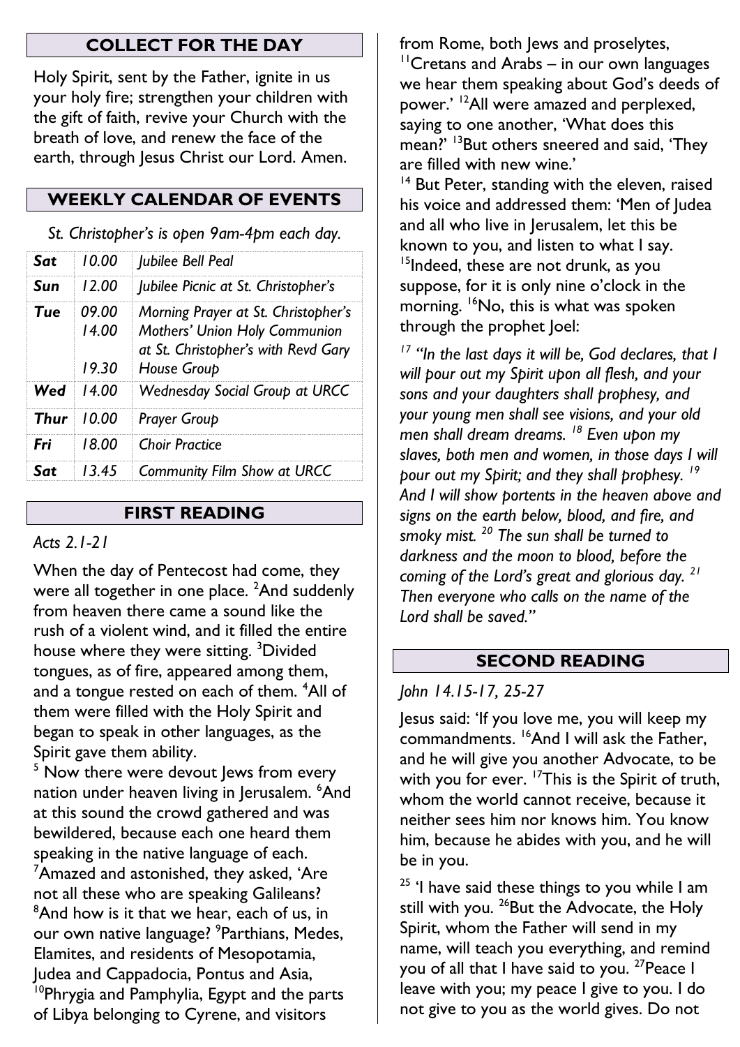## COLLECT FOR THE DAY

Holy Spirit, sent by the Father, ignite in us your holy fire; strengthen your children with the gift of faith, revive your Church with the breath of love, and renew the face of the earth, through Jesus Christ our Lord. Amen.

## WEEKLY CALENDAR OF EVENTS

*St. Christopher's is open 9am-4pm each day.*

| | | |
|---|---|---|
| ***Sat*** | *10.00* | *Jubilee Bell Peal* |
| ***Sun*** | *12.00* | *Jubilee Picnic at St. Christopher's* |
| ***Tue*** | *09.00*<br>*14.00*<br><br>*19.30* | *Morning Prayer at St. Christopher's*<br>*Mothers' Union Holy Communion at St. Christopher's with Revd Gary*<br>*House Group* |
| ***Wed*** | *14.00* | *Wednesday Social Group at URCC* |
| ***Thur*** | *10.00* | *Prayer Group* |
| ***Fri*** | *18.00* | *Choir Practice* |
| ***Sat*** | *13.45* | *Community Film Show at URCC* |

## FIRST READING

*Acts 2.1-21*

When the day of Pentecost had come, they were all together in one place. [2]And suddenly from heaven there came a sound like the rush of a violent wind, and it filled the entire house where they were sitting. [3]Divided tongues, as of fire, appeared among them, and a tongue rested on each of them. [4]All of them were filled with the Holy Spirit and began to speak in other languages, as the Spirit gave them ability.

[5] Now there were devout Jews from every nation under heaven living in Jerusalem. [6]And at this sound the crowd gathered and was bewildered, because each one heard them speaking in the native language of each. [7]Amazed and astonished, they asked, 'Are not all these who are speaking Galileans? [8]And how is it that we hear, each of us, in our own native language? [9]Parthians, Medes, Elamites, and residents of Mesopotamia, Judea and Cappadocia, Pontus and Asia, [10]Phrygia and Pamphylia, Egypt and the parts of Libya belonging to Cyrene, and visitors from Rome, both Jews and proselytes, [11]Cretans and Arabs – in our own languages we hear them speaking about God's deeds of power.' [12]All were amazed and perplexed, saying to one another, 'What does this mean?' [13]But others sneered and said, 'They are filled with new wine.'

[14] But Peter, standing with the eleven, raised his voice and addressed them: 'Men of Judea and all who live in Jerusalem, let this be known to you, and listen to what I say. [15]Indeed, these are not drunk, as you suppose, for it is only nine o'clock in the morning. [16]No, this is what was spoken through the prophet Joel:

*[17] "In the last days it will be, God declares, that I will pour out my Spirit upon all flesh, and your sons and your daughters shall prophesy, and your young men shall see visions, and your old men shall dream dreams. [18] Even upon my slaves, both men and women, in those days I will pour out my Spirit; and they shall prophesy. [19] And I will show portents in the heaven above and signs on the earth below, blood, and fire, and smoky mist. [20] The sun shall be turned to darkness and the moon to blood, before the coming of the Lord's great and glorious day. [21] Then everyone who calls on the name of the Lord shall be saved."*

## SECOND READING

*John 14.15-17, 25-27*

Jesus said: 'If you love me, you will keep my commandments. [16]And I will ask the Father, and he will give you another Advocate, to be with you for ever. [17]This is the Spirit of truth, whom the world cannot receive, because it neither sees him nor knows him. You know him, because he abides with you, and he will be in you.

[25] 'I have said these things to you while I am still with you. [26]But the Advocate, the Holy Spirit, whom the Father will send in my name, will teach you everything, and remind you of all that I have said to you. [27]Peace I leave with you; my peace I give to you. I do not give to you as the world gives. Do not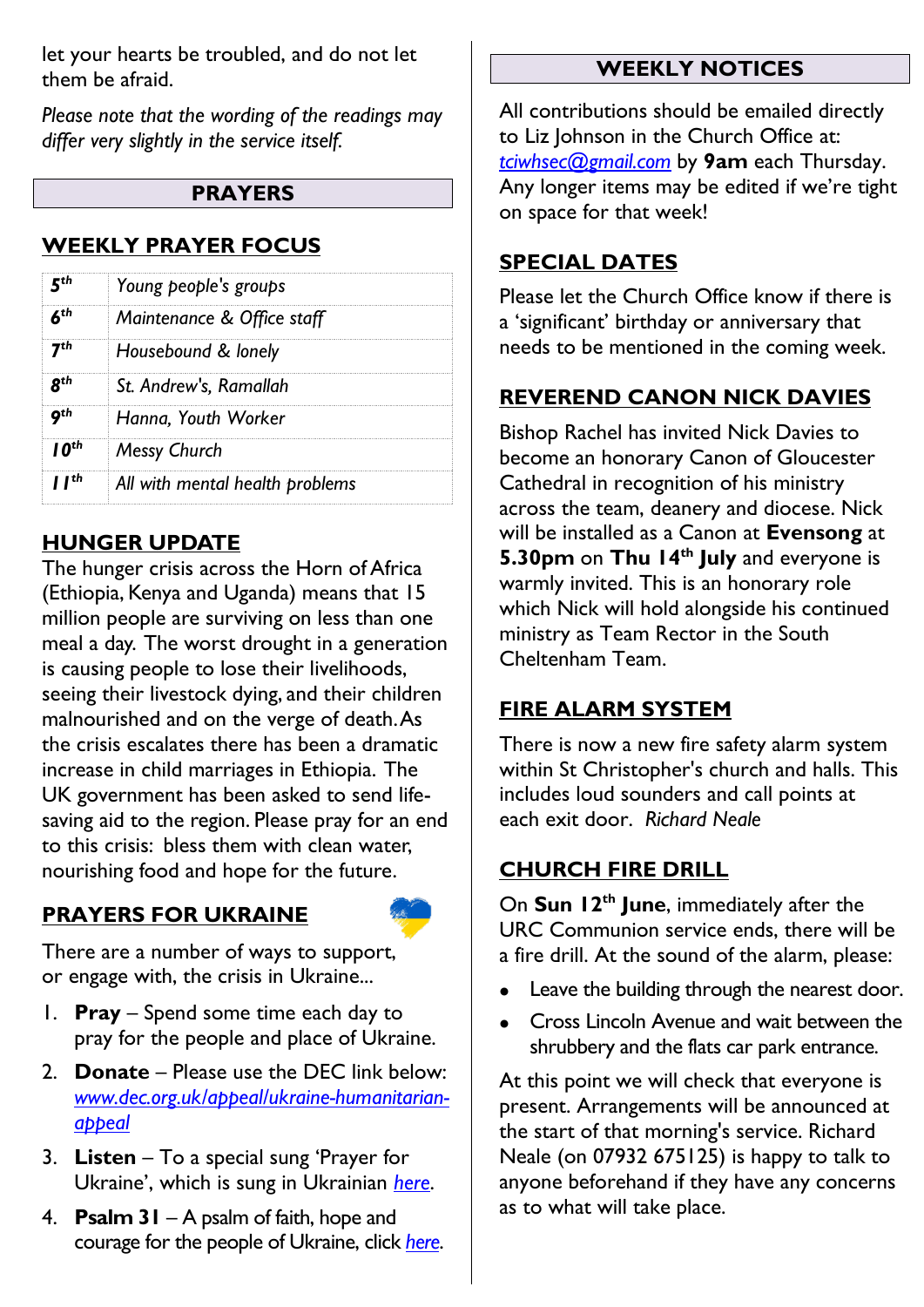let your hearts be troubled, and do not let them be afraid.

*Please note that the wording of the readings may differ very slightly in the service itself.*

## PRAYERS

### WEEKLY PRAYER FOCUS

| | |
|---|---|
| **5th** | *Young people's groups* |
| **6th** | *Maintenance & Office staff* |
| **7th** | *Housebound & lonely* |
| **8th** | *St. Andrew's, Ramallah* |
| **9th** | *Hanna, Youth Worker* |
| **10th** | *Messy Church* |
| **11th** | *All with mental health problems* |

### HUNGER UPDATE

The hunger crisis across the Horn of Africa (Ethiopia, Kenya and Uganda) means that 15 million people are surviving on less than one meal a day. The worst drought in a generation is causing people to lose their livelihoods, seeing their livestock dying, and their children malnourished and on the verge of death. As the crisis escalates there has been a dramatic increase in child marriages in Ethiopia. The UK government has been asked to send life-saving aid to the region. Please pray for an end to this crisis: bless them with clean water, nourishing food and hope for the future.

### PRAYERS FOR UKRAINE

There are a number of ways to support, or engage with, the crisis in Ukraine...

1. **Pray** – Spend some time each day to pray for the people and place of Ukraine.
2. **Donate** – Please use the DEC link below: www.dec.org.uk/appeal/ukraine-humanitarian-appeal
3. **Listen** – To a special sung 'Prayer for Ukraine', which is sung in Ukrainian here.
4. **Psalm 31** – A psalm of faith, hope and courage for the people of Ukraine, click here.

## WEEKLY NOTICES

All contributions should be emailed directly to Liz Johnson in the Church Office at: tciwhsec@gmail.com by **9am** each Thursday. Any longer items may be edited if we're tight on space for that week!

### SPECIAL DATES

Please let the Church Office know if there is a 'significant' birthday or anniversary that needs to be mentioned in the coming week.

### REVEREND CANON NICK DAVIES

Bishop Rachel has invited Nick Davies to become an honorary Canon of Gloucester Cathedral in recognition of his ministry across the team, deanery and diocese. Nick will be installed as a Canon at **Evensong** at **5.30pm** on **Thu 14th July** and everyone is warmly invited. This is an honorary role which Nick will hold alongside his continued ministry as Team Rector in the South Cheltenham Team.

### FIRE ALARM SYSTEM

There is now a new fire safety alarm system within St Christopher's church and halls. This includes loud sounders and call points at each exit door. *Richard Neale*

### CHURCH FIRE DRILL

On **Sun 12th June**, immediately after the URC Communion service ends, there will be a fire drill. At the sound of the alarm, please:

- Leave the building through the nearest door.
- Cross Lincoln Avenue and wait between the shrubbery and the flats car park entrance.

At this point we will check that everyone is present. Arrangements will be announced at the start of that morning's service. Richard Neale (on 07932 675125) is happy to talk to anyone beforehand if they have any concerns as to what will take place.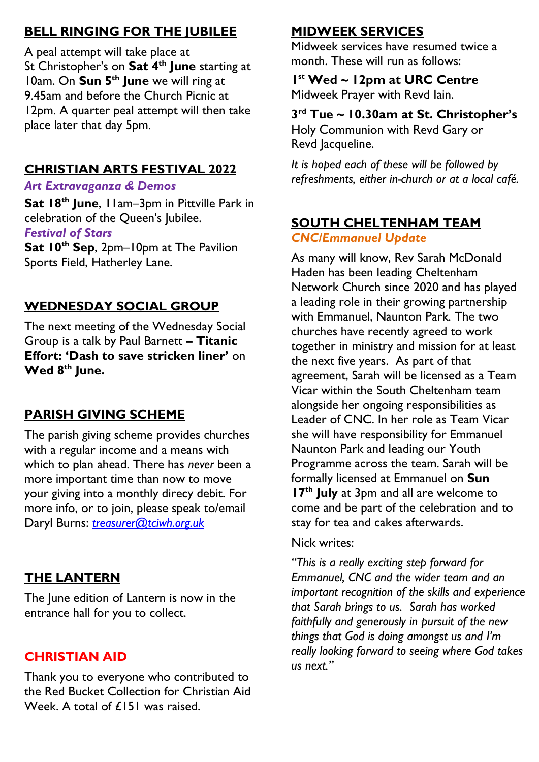## BELL RINGING FOR THE JUBILEE

A peal attempt will take place at St Christopher's on **Sat 4th June** starting at 10am. On **Sun 5th June** we will ring at 9.45am and before the Church Picnic at 12pm. A quarter peal attempt will then take place later that day 5pm.

## CHRISTIAN ARTS FESTIVAL 2022

***Art Extravaganza & Demos***

**Sat 18th June**, 11am–3pm in Pittville Park in celebration of the Queen's Jubilee.

***Festival of Stars***

**Sat 10th Sep**, 2pm–10pm at The Pavilion Sports Field, Hatherley Lane.

## WEDNESDAY SOCIAL GROUP

The next meeting of the Wednesday Social Group is a talk by Paul Barnett **– Titanic Effort: 'Dash to save stricken liner'** on **Wed 8th June.**

## PARISH GIVING SCHEME

The parish giving scheme provides churches with a regular income and a means with which to plan ahead. There has *never* been a more important time than now to move your giving into a monthly direcy debit. For more info, or to join, please speak to/email Daryl Burns: *treasurer@tciwh.org.uk*

## THE LANTERN

The June edition of Lantern is now in the entrance hall for you to collect.

## CHRISTIAN AID

Thank you to everyone who contributed to the Red Bucket Collection for Christian Aid Week. A total of £151 was raised.

## MIDWEEK SERVICES

Midweek services have resumed twice a month. These will run as follows:

**1st Wed ~ 12pm at URC Centre**
Midweek Prayer with Revd Iain.

**3rd Tue ~ 10.30am at St. Christopher's**
Holy Communion with Revd Gary or Revd Jacqueline.

*It is hoped each of these will be followed by refreshments, either in-church or at a local café.*

## SOUTH CHELTENHAM TEAM

***CNC/Emmanuel Update***

As many will know, Rev Sarah McDonald Haden has been leading Cheltenham Network Church since 2020 and has played a leading role in their growing partnership with Emmanuel, Naunton Park. The two churches have recently agreed to work together in ministry and mission for at least the next five years. As part of that agreement, Sarah will be licensed as a Team Vicar within the South Cheltenham team alongside her ongoing responsibilities as Leader of CNC. In her role as Team Vicar she will have responsibility for Emmanuel Naunton Park and leading our Youth Programme across the team. Sarah will be formally licensed at Emmanuel on **Sun 17th July** at 3pm and all are welcome to come and be part of the celebration and to stay for tea and cakes afterwards.

Nick writes:

*"This is a really exciting step forward for Emmanuel, CNC and the wider team and an important recognition of the skills and experience that Sarah brings to us. Sarah has worked faithfully and generously in pursuit of the new things that God is doing amongst us and I'm really looking forward to seeing where God takes us next."*